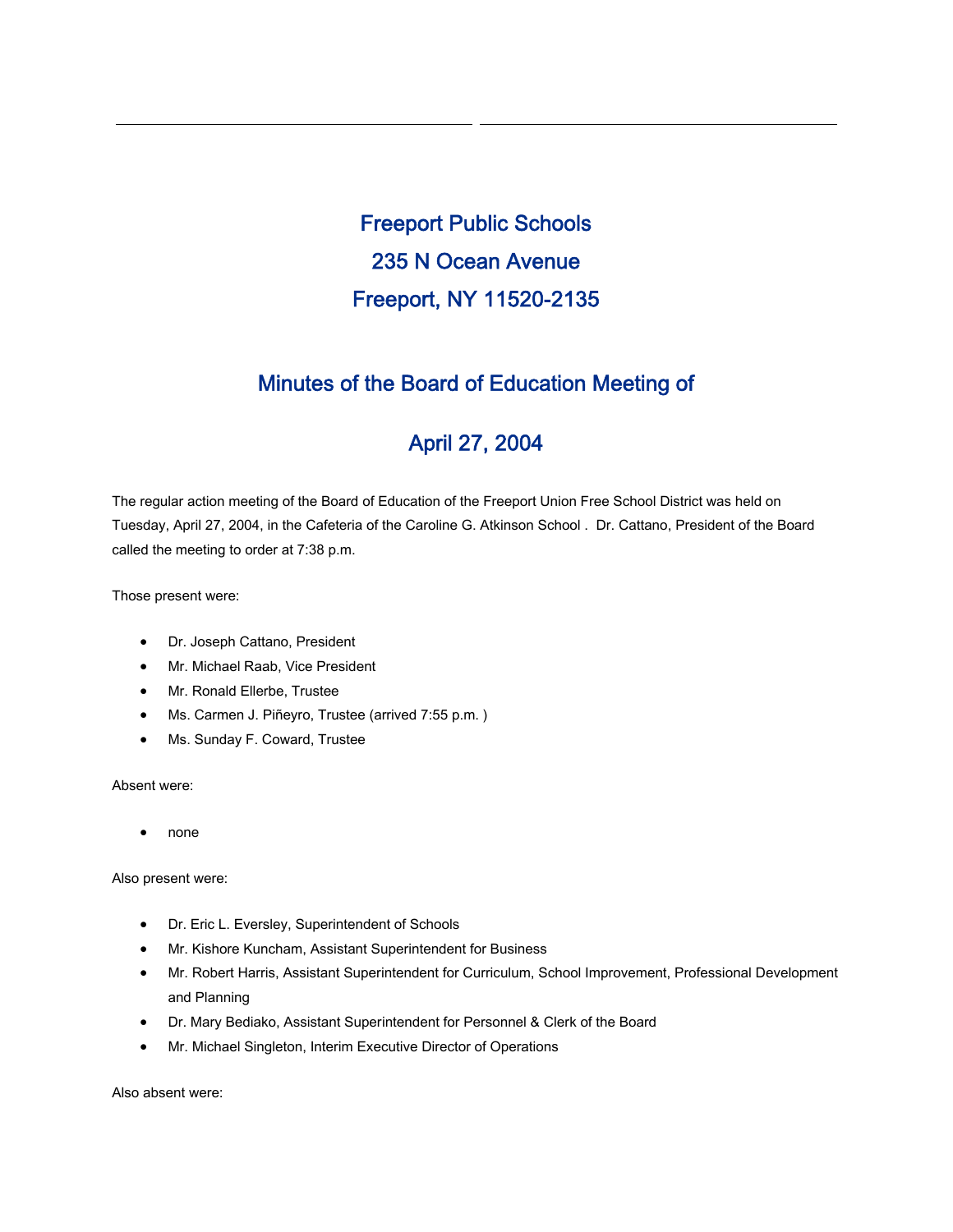# Freeport Public Schools

# 235 N Ocean Avenue

# Freeport, NY 11520-2135

## Minutes of the Board of Education Meeting of

## April 27, 2004

The regular action meeting of the Board of Education of the Freeport Union Free School District was held on Tuesday, April 27, 2004, in the Cafeteria of the Caroline G. Atkinson School . Dr. Cattano, President of the Board called the meeting to order at 7:38 p.m.

Those present were:

- Dr. Joseph Cattano, President
- Mr. Michael Raab, Vice President
- Mr. Ronald Ellerbe, Trustee
- Ms. Carmen J. Piñeyro, Trustee (arrived 7:55 p.m. )
- Ms. Sunday F. Coward, Trustee

Absent were:

- none

Also present were:

- Dr. Eric L. Eversley, Superintendent of Schools
- Mr. Kishore Kuncham, Assistant Superintendent for Business
- Mr. Robert Harris, Assistant Superintendent for Curriculum, School Improvement, Professional Development and Planning
- Dr. Mary Bediako, Assistant Superintendent for Personnel & Clerk of the Board
- Mr. Michael Singleton, Interim Executive Director of Operations

Also absent were: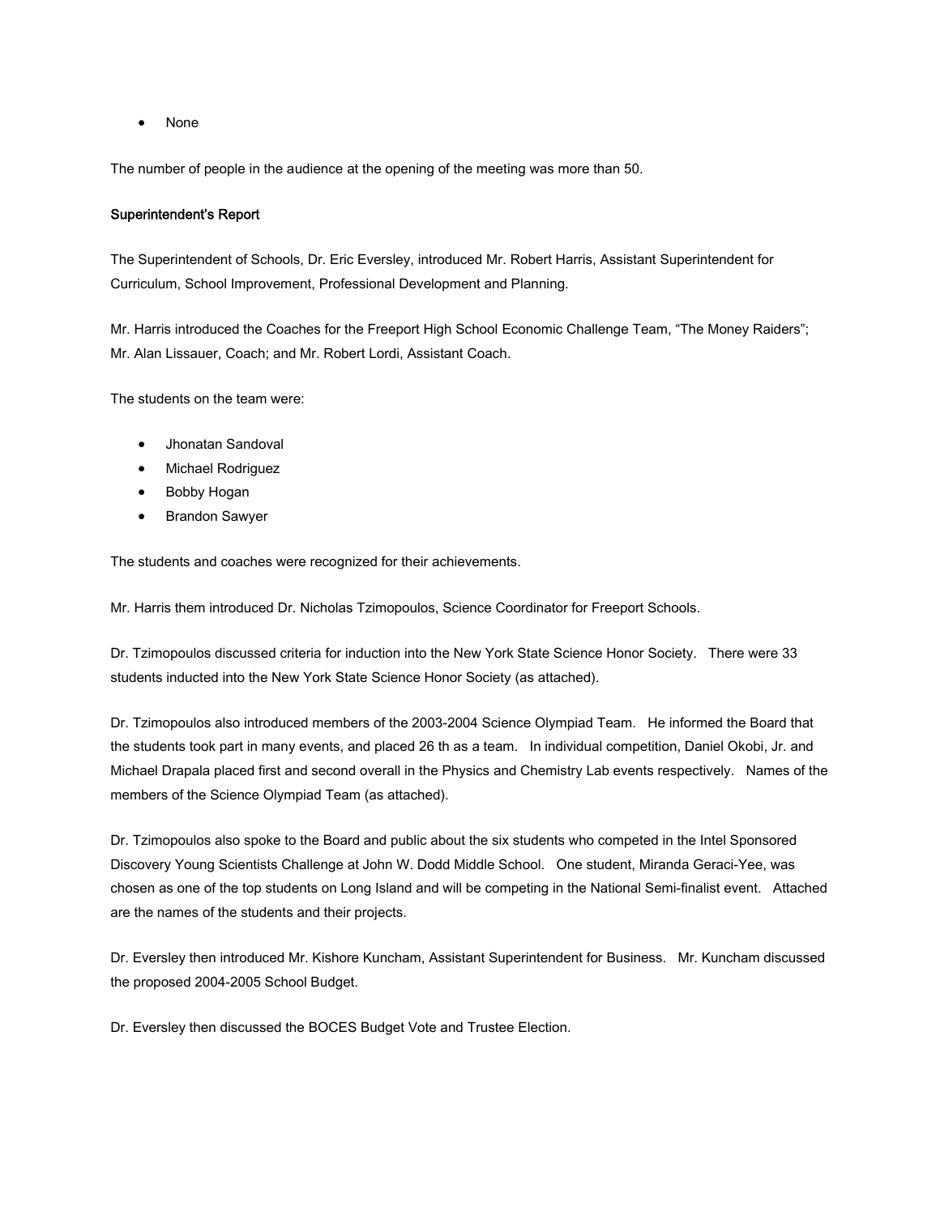- None

The number of people in the audience at the opening of the meeting was more than 50.

**Superintendent's Report**

The Superintendent of Schools, Dr. Eric Eversley, introduced Mr. Robert Harris, Assistant Superintendent for Curriculum, School Improvement, Professional Development and Planning.

Mr. Harris introduced the Coaches for the Freeport High School Economic Challenge Team, "The Money Raiders"; Mr. Alan Lissauer, Coach; and Mr. Robert Lordi, Assistant Coach.

The students on the team were:

- Jhonatan Sandoval
- Michael Rodriguez
- Bobby Hogan
- Brandon Sawyer

The students and coaches were recognized for their achievements.

Mr. Harris them introduced Dr. Nicholas Tzimopoulos, Science Coordinator for Freeport Schools.

Dr. Tzimopoulos discussed criteria for induction into the New York State Science Honor Society. There were 33 students inducted into the New York State Science Honor Society (as attached).

Dr. Tzimopoulos also introduced members of the 2003-2004 Science Olympiad Team. He informed the Board that the students took part in many events, and placed 26 th as a team. In individual competition, Daniel Okobi, Jr. and Michael Drapala placed first and second overall in the Physics and Chemistry Lab events respectively. Names of the members of the Science Olympiad Team (as attached).

Dr. Tzimopoulos also spoke to the Board and public about the six students who competed in the Intel Sponsored Discovery Young Scientists Challenge at John W. Dodd Middle School. One student, Miranda Geraci-Yee, was chosen as one of the top students on Long Island and will be competing in the National Semi-finalist event. Attached are the names of the students and their projects.

Dr. Eversley then introduced Mr. Kishore Kuncham, Assistant Superintendent for Business. Mr. Kuncham discussed the proposed 2004-2005 School Budget.

Dr. Eversley then discussed the BOCES Budget Vote and Trustee Election.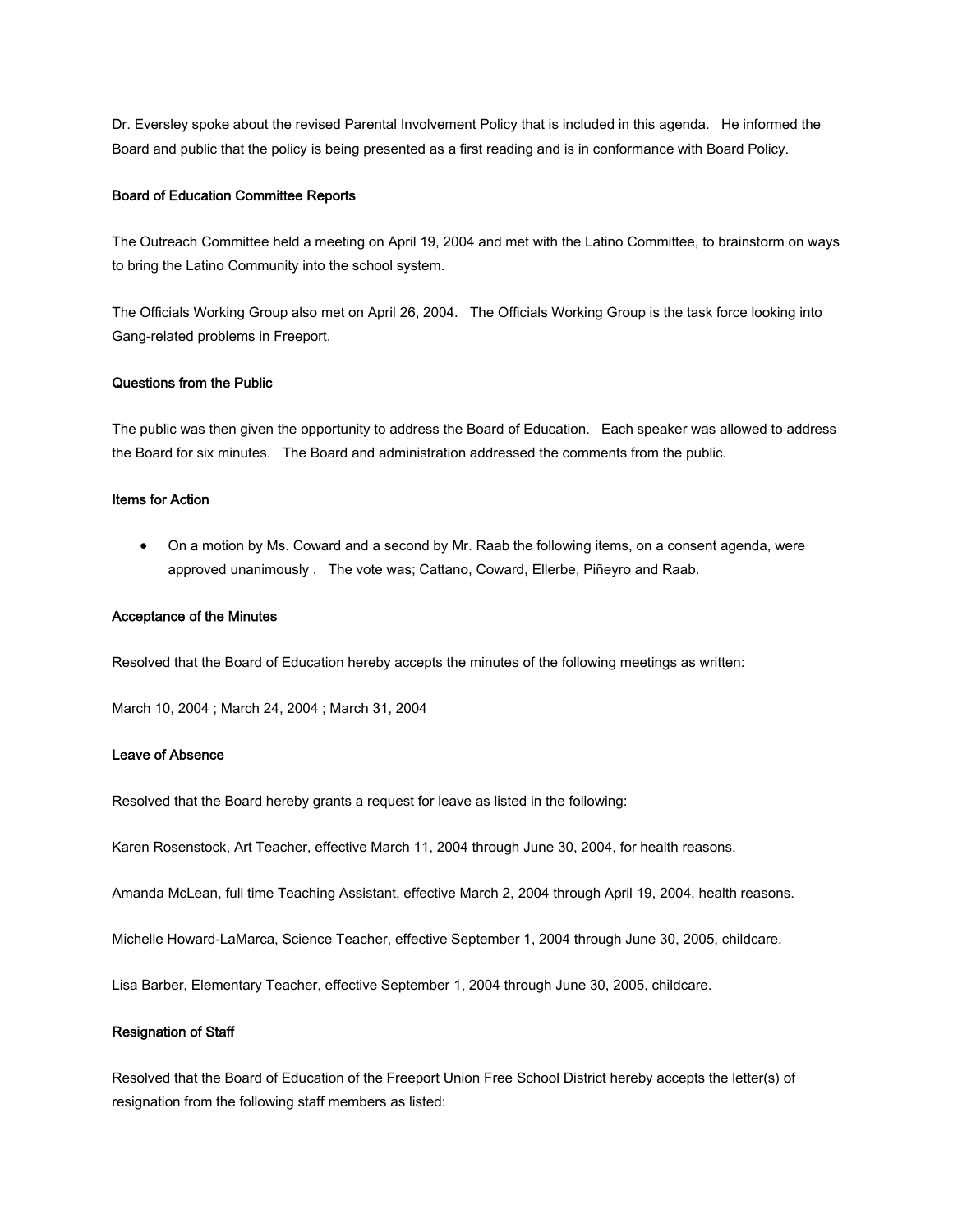Dr. Eversley spoke about the revised Parental Involvement Policy that is included in this agenda. He informed the Board and public that the policy is being presented as a first reading and is in conformance with Board Policy.

**Board of Education Committee Reports**

The Outreach Committee held a meeting on April 19, 2004 and met with the Latino Committee, to brainstorm on ways to bring the Latino Community into the school system.

The Officials Working Group also met on April 26, 2004. The Officials Working Group is the task force looking into Gang-related problems in Freeport.

**Questions from the Public**

The public was then given the opportunity to address the Board of Education. Each speaker was allowed to address the Board for six minutes. The Board and administration addressed the comments from the public.

**Items for Action**

- On a motion by Ms. Coward and a second by Mr. Raab the following items, on a consent agenda, were approved unanimously . The vote was; Cattano, Coward, Ellerbe, Piñeyro and Raab.

**Acceptance of the Minutes**

Resolved that the Board of Education hereby accepts the minutes of the following meetings as written:

March 10, 2004 ; March 24, 2004 ; March 31, 2004

**Leave of Absence**

Resolved that the Board hereby grants a request for leave as listed in the following:

Karen Rosenstock, Art Teacher, effective March 11, 2004 through June 30, 2004, for health reasons.

Amanda McLean, full time Teaching Assistant, effective March 2, 2004 through April 19, 2004, health reasons.

Michelle Howard-LaMarca, Science Teacher, effective September 1, 2004 through June 30, 2005, childcare.

Lisa Barber, Elementary Teacher, effective September 1, 2004 through June 30, 2005, childcare.

**Resignation of Staff**

Resolved that the Board of Education of the Freeport Union Free School District hereby accepts the letter(s) of resignation from the following staff members as listed: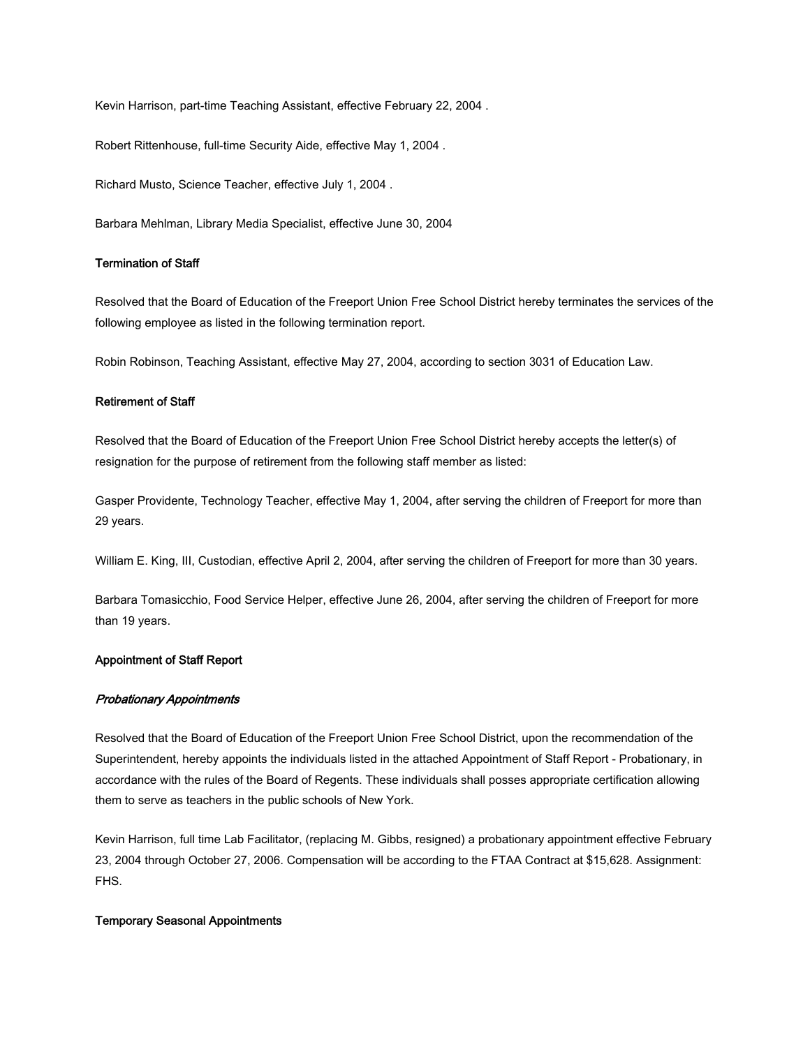Kevin Harrison, part-time Teaching Assistant, effective February 22, 2004 .

Robert Rittenhouse, full-time Security Aide, effective May 1, 2004 .

Richard Musto, Science Teacher, effective July 1, 2004 .

Barbara Mehlman, Library Media Specialist, effective June 30, 2004

**Termination of Staff**

Resolved that the Board of Education of the Freeport Union Free School District hereby terminates the services of the following employee as listed in the following termination report.

Robin Robinson, Teaching Assistant, effective May 27, 2004, according to section 3031 of Education Law.

**Retirement of Staff**

Resolved that the Board of Education of the Freeport Union Free School District hereby accepts the letter(s) of resignation for the purpose of retirement from the following staff member as listed:

Gasper Providente, Technology Teacher, effective May 1, 2004, after serving the children of Freeport for more than 29 years.

William E. King, III, Custodian, effective April 2, 2004, after serving the children of Freeport for more than 30 years.

Barbara Tomasicchio, Food Service Helper, effective June 26, 2004, after serving the children of Freeport for more than 19 years.

**Appointment of Staff Report**

***Probationary Appointments***

Resolved that the Board of Education of the Freeport Union Free School District, upon the recommendation of the Superintendent, hereby appoints the individuals listed in the attached Appointment of Staff Report - Probationary, in accordance with the rules of the Board of Regents. These individuals shall posses appropriate certification allowing them to serve as teachers in the public schools of New York.

Kevin Harrison, full time Lab Facilitator, (replacing M. Gibbs, resigned) a probationary appointment effective February 23, 2004 through October 27, 2006. Compensation will be according to the FTAA Contract at $15,628. Assignment: FHS.

**Temporary Seasonal Appointments**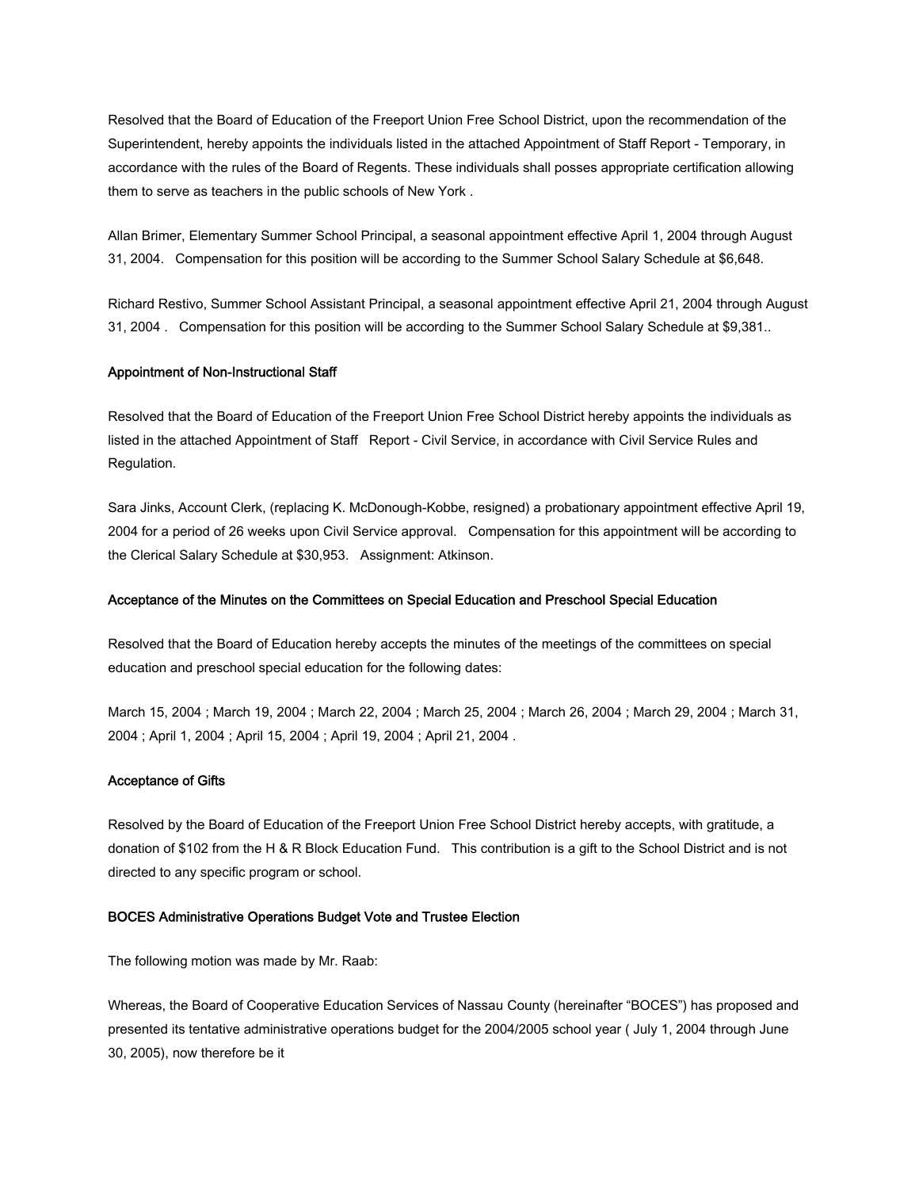Resolved that the Board of Education of the Freeport Union Free School District, upon the recommendation of the Superintendent, hereby appoints the individuals listed in the attached Appointment of Staff Report - Temporary, in accordance with the rules of the Board of Regents. These individuals shall posses appropriate certification allowing them to serve as teachers in the public schools of New York .

Allan Brimer, Elementary Summer School Principal, a seasonal appointment effective April 1, 2004 through August 31, 2004. Compensation for this position will be according to the Summer School Salary Schedule at $6,648.

Richard Restivo, Summer School Assistant Principal, a seasonal appointment effective April 21, 2004 through August 31, 2004 . Compensation for this position will be according to the Summer School Salary Schedule at $9,381..

#### Appointment of Non-Instructional Staff

Resolved that the Board of Education of the Freeport Union Free School District hereby appoints the individuals as listed in the attached Appointment of Staff Report - Civil Service, in accordance with Civil Service Rules and Regulation.

Sara Jinks, Account Clerk, (replacing K. McDonough-Kobbe, resigned) a probationary appointment effective April 19, 2004 for a period of 26 weeks upon Civil Service approval. Compensation for this appointment will be according to the Clerical Salary Schedule at $30,953. Assignment: Atkinson.

#### Acceptance of the Minutes on the Committees on Special Education and Preschool Special Education

Resolved that the Board of Education hereby accepts the minutes of the meetings of the committees on special education and preschool special education for the following dates:

March 15, 2004 ; March 19, 2004 ; March 22, 2004 ; March 25, 2004 ; March 26, 2004 ; March 29, 2004 ; March 31, 2004 ; April 1, 2004 ; April 15, 2004 ; April 19, 2004 ; April 21, 2004 .

#### Acceptance of Gifts

Resolved by the Board of Education of the Freeport Union Free School District hereby accepts, with gratitude, a donation of $102 from the H & R Block Education Fund. This contribution is a gift to the School District and is not directed to any specific program or school.

#### BOCES Administrative Operations Budget Vote and Trustee Election

The following motion was made by Mr. Raab:

Whereas, the Board of Cooperative Education Services of Nassau County (hereinafter "BOCES") has proposed and presented its tentative administrative operations budget for the 2004/2005 school year ( July 1, 2004 through June 30, 2005), now therefore be it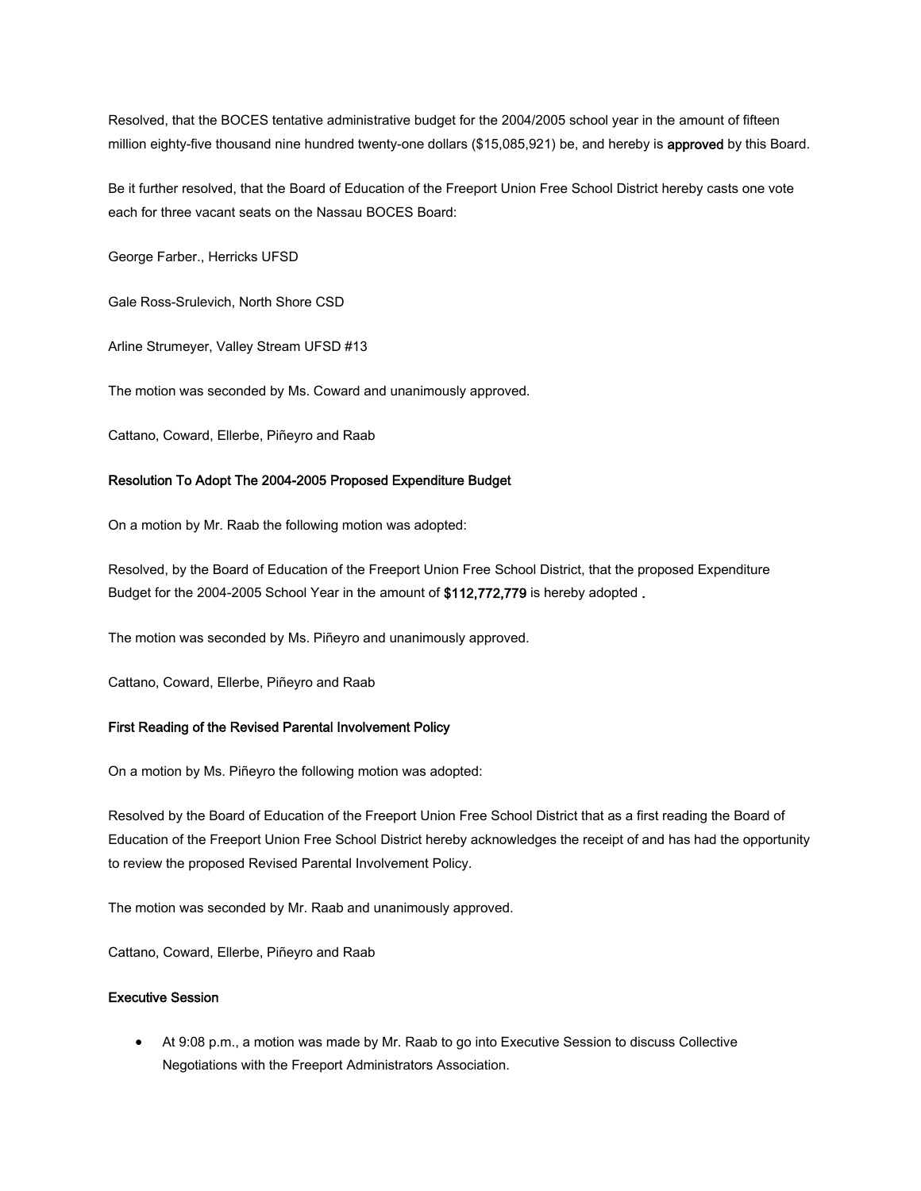Resolved, that the BOCES tentative administrative budget for the 2004/2005 school year in the amount of fifteen million eighty-five thousand nine hundred twenty-one dollars ($15,085,921) be, and hereby is **approved** by this Board.

Be it further resolved, that the Board of Education of the Freeport Union Free School District hereby casts one vote each for three vacant seats on the Nassau BOCES Board:

George Farber., Herricks UFSD

Gale Ross-Srulevich, North Shore CSD

Arline Strumeyer, Valley Stream UFSD #13

The motion was seconded by Ms. Coward and unanimously approved.

Cattano, Coward, Ellerbe, Piñeyro and Raab

**Resolution To Adopt The 2004-2005 Proposed Expenditure Budget**

On a motion by Mr. Raab the following motion was adopted:

Resolved, by the Board of Education of the Freeport Union Free School District, that the proposed Expenditure Budget for the 2004-2005 School Year in the amount of **$112,772,779** is hereby adopted **.**

The motion was seconded by Ms. Piñeyro and unanimously approved.

Cattano, Coward, Ellerbe, Piñeyro and Raab

**First Reading of the Revised Parental Involvement Policy**

On a motion by Ms. Piñeyro the following motion was adopted:

Resolved by the Board of Education of the Freeport Union Free School District that as a first reading the Board of Education of the Freeport Union Free School District hereby acknowledges the receipt of and has had the opportunity to review the proposed Revised Parental Involvement Policy.

The motion was seconded by Mr. Raab and unanimously approved.

Cattano, Coward, Ellerbe, Piñeyro and Raab

**Executive Session**

- At 9:08 p.m., a motion was made by Mr. Raab to go into Executive Session to discuss Collective Negotiations with the Freeport Administrators Association.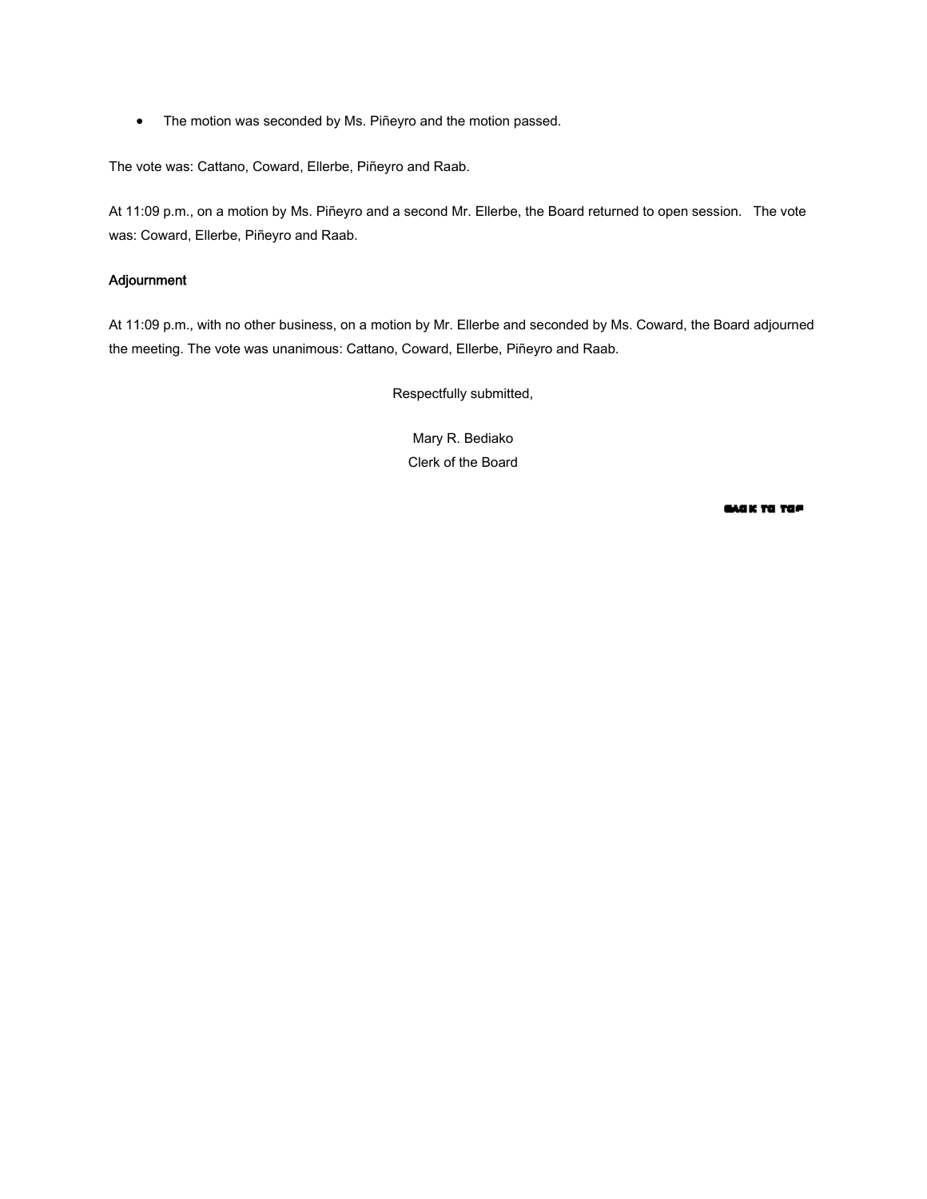- The motion was seconded by Ms. Piñeyro and the motion passed.

The vote was: Cattano, Coward, Ellerbe, Piñeyro and Raab.

At 11:09 p.m., on a motion by Ms. Piñeyro and a second Mr. Ellerbe, the Board returned to open session. The vote was: Coward, Ellerbe, Piñeyro and Raab.

**Adjournment**

At 11:09 p.m., with no other business, on a motion by Mr. Ellerbe and seconded by Ms. Coward, the Board adjourned the meeting. The vote was unanimous: Cattano, Coward, Ellerbe, Piñeyro and Raab.

Respectfully submitted,

Mary R. Bediako
Clerk of the Board

BACK TO TOP